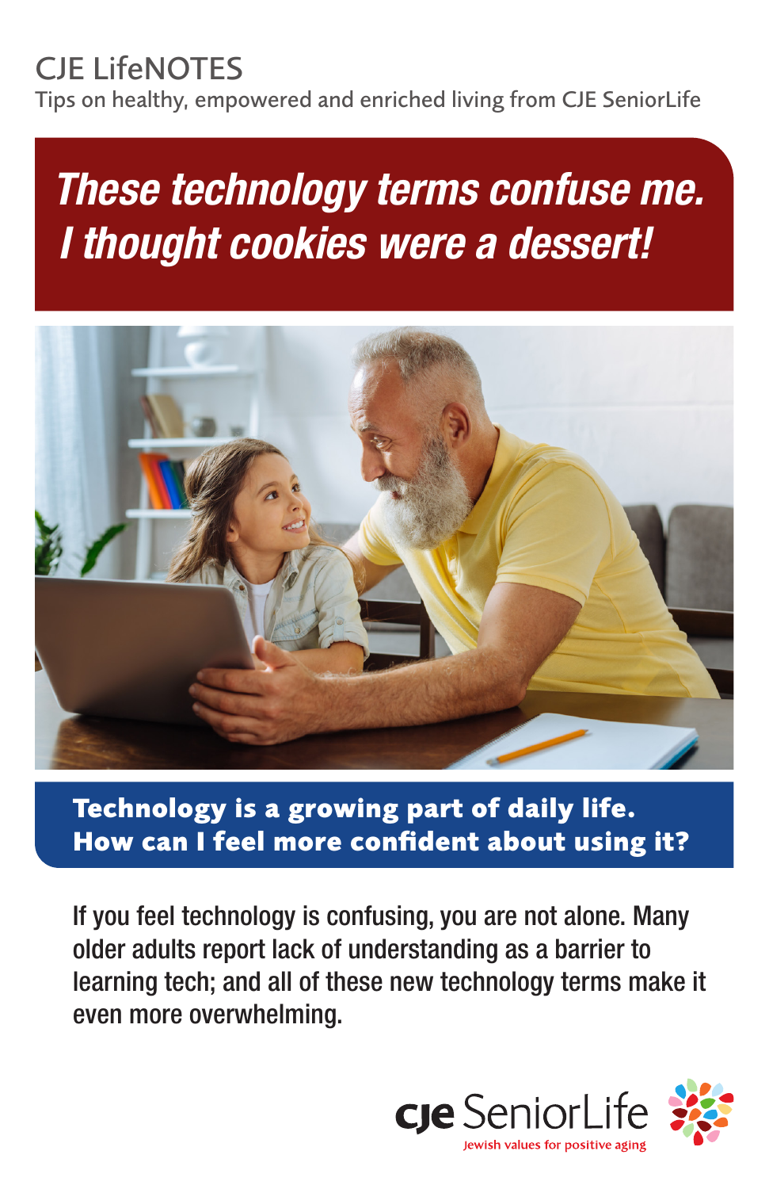# CJE LifeNOTES

Tips on healthy, empowered and enriched living from CJE SeniorLife

## *These technology terms confuse me. I thought cookies were a dessert!*

### Technology is a growing part of daily life. How can I feel more confident about using it?

If you feel technology is confusing, you are not alone. Many older adults report lack of understanding as a barrier to learning tech; and all of these new technology terms make it even more overwhelming.

cje SeniorLife
Jewish values for positive aging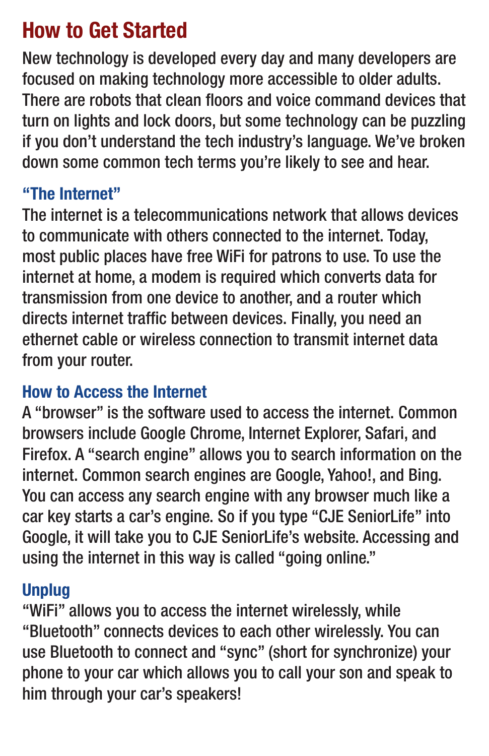# How to Get Started

New technology is developed every day and many developers are focused on making technology more accessible to older adults. There are robots that clean floors and voice command devices that turn on lights and lock doors, but some technology can be puzzling if you don't understand the tech industry's language. We've broken down some common tech terms you're likely to see and hear.

## "The Internet"

The internet is a telecommunications network that allows devices to communicate with others connected to the internet. Today, most public places have free WiFi for patrons to use. To use the internet at home, a modem is required which converts data for transmission from one device to another, and a router which directs internet traffic between devices. Finally, you need an ethernet cable or wireless connection to transmit internet data from your router.

## How to Access the Internet

A "browser" is the software used to access the internet. Common browsers include Google Chrome, Internet Explorer, Safari, and Firefox. A "search engine" allows you to search information on the internet. Common search engines are Google, Yahoo!, and Bing. You can access any search engine with any browser much like a car key starts a car's engine. So if you type "CJE SeniorLife" into Google, it will take you to CJE SeniorLife's website. Accessing and using the internet in this way is called "going online."

## Unplug

"WiFi" allows you to access the internet wirelessly, while "Bluetooth" connects devices to each other wirelessly. You can use Bluetooth to connect and "sync" (short for synchronize) your phone to your car which allows you to call your son and speak to him through your car's speakers!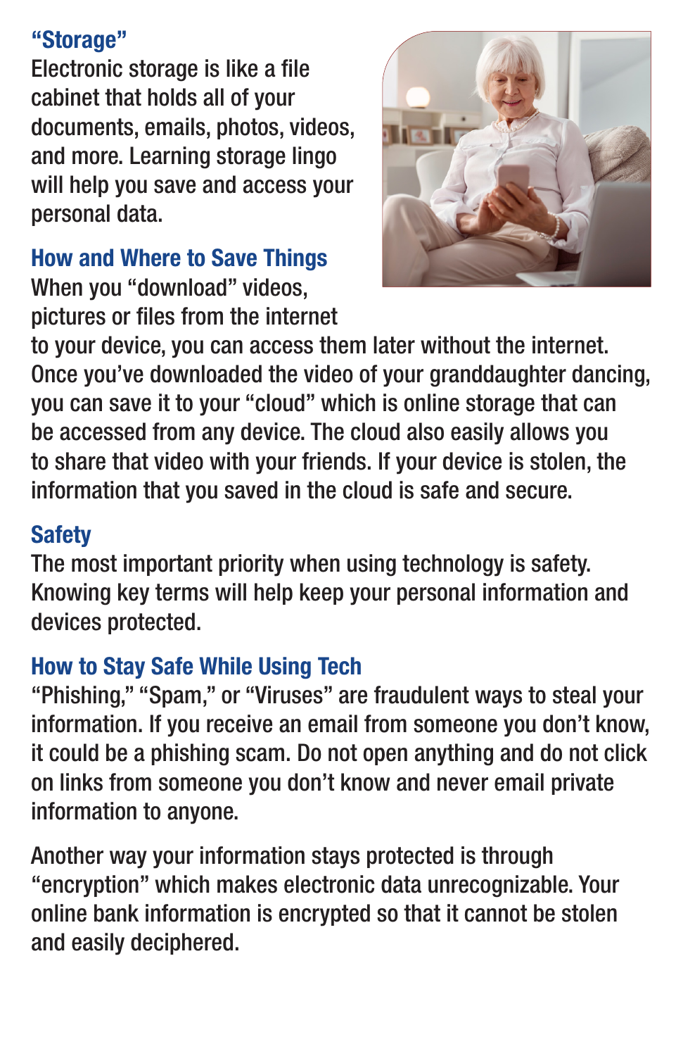## "Storage"

Electronic storage is like a file cabinet that holds all of your documents, emails, photos, videos, and more. Learning storage lingo will help you save and access your personal data.

### How and Where to Save Things

When you "download" videos, pictures or files from the internet to your device, you can access them later without the internet. Once you've downloaded the video of your granddaughter dancing, you can save it to your "cloud" which is online storage that can be accessed from any device. The cloud also easily allows you to share that video with your friends. If your device is stolen, the information that you saved in the cloud is safe and secure.

## Safety

The most important priority when using technology is safety. Knowing key terms will help keep your personal information and devices protected.

### How to Stay Safe While Using Tech

"Phishing," "Spam," or "Viruses" are fraudulent ways to steal your information. If you receive an email from someone you don't know, it could be a phishing scam. Do not open anything and do not click on links from someone you don't know and never email private information to anyone.

Another way your information stays protected is through "encryption" which makes electronic data unrecognizable. Your online bank information is encrypted so that it cannot be stolen and easily deciphered.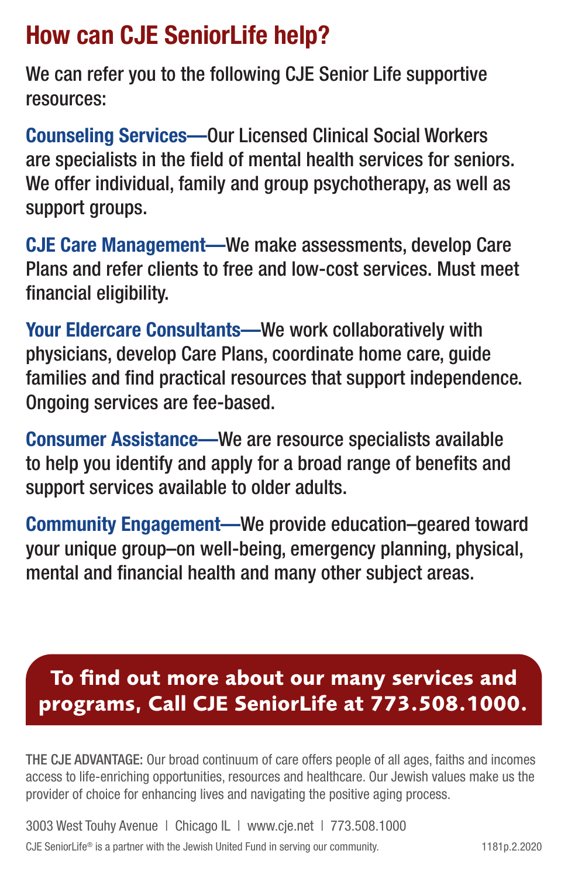## How can CJE SeniorLife help?

We can refer you to the following CJE Senior Life supportive resources:

**Counseling Services**—Our Licensed Clinical Social Workers are specialists in the field of mental health services for seniors. We offer individual, family and group psychotherapy, as well as support groups.

**CJE Care Management**—We make assessments, develop Care Plans and refer clients to free and low-cost services. Must meet financial eligibility.

**Your Eldercare Consultants**—We work collaboratively with physicians, develop Care Plans, coordinate home care, guide families and find practical resources that support independence. Ongoing services are fee-based.

**Consumer Assistance**—We are resource specialists available to help you identify and apply for a broad range of benefits and support services available to older adults.

**Community Engagement**—We provide education–geared toward your unique group–on well-being, emergency planning, physical, mental and financial health and many other subject areas.

**To find out more about our many services and programs, Call CJE SeniorLife at 773.508.1000.**

THE CJE ADVANTAGE: Our broad continuum of care offers people of all ages, faiths and incomes access to life-enriching opportunities, resources and healthcare. Our Jewish values make us the provider of choice for enhancing lives and navigating the positive aging process.

3003 West Touhy Avenue | Chicago IL | www.cje.net | 773.508.1000

CJE SeniorLife® is a partner with the Jewish United Fund in serving our community.

1181p.2.2020